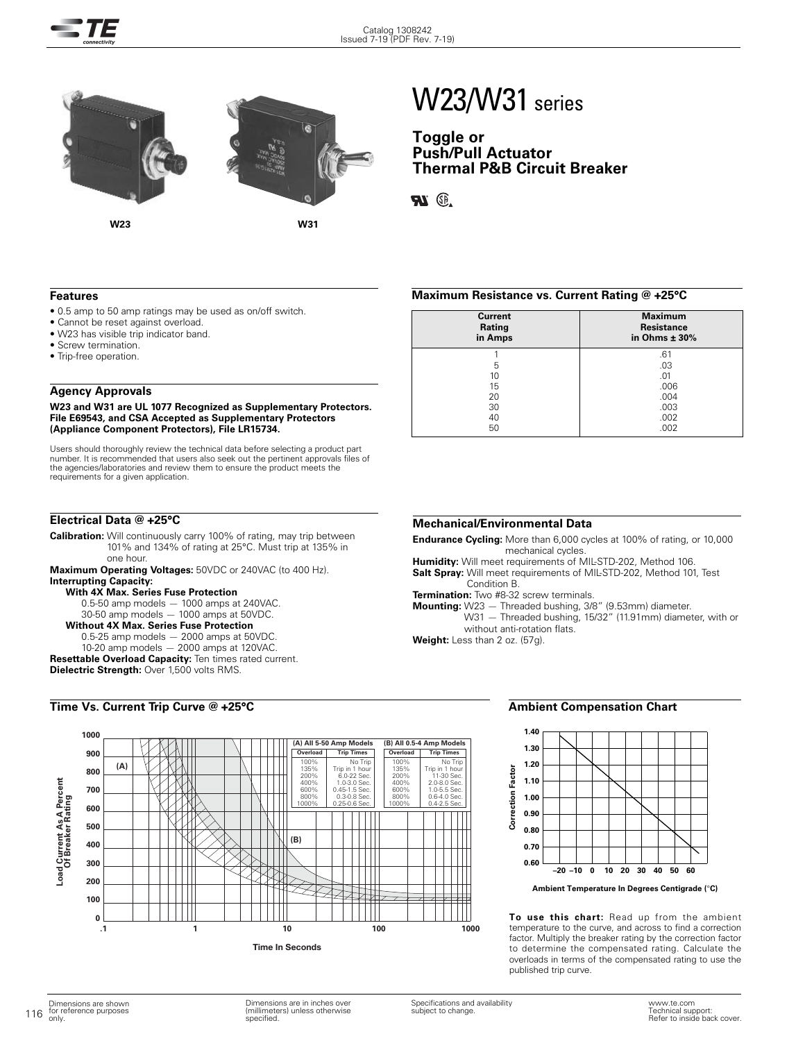# W23/W31 series

## Toggle or Push/Pull Actuator Thermal P&B Circuit Breaker

W23 W31

### Features

- 0.5 amp to 50 amp ratings may be used as on/off switch.
- Cannot be reset against overload.
- W23 has visible trip indicator band.
- Screw termination.
- Trip-free operation.

### Agency Approvals

**W23 and W31 are UL 1077 Recognized as Supplementary Protectors. File E69543, and CSA Accepted as Supplementary Protectors (Appliance Component Protectors), File LR15734.**

Users should thoroughly review the technical data before selecting a product part number. It is recommended that users also seek out the pertinent approvals files of the agencies/laboratories and review them to ensure the product meets the requirements for a given application.

### Maximum Resistance vs. Current Rating @ +25°C

| Current Rating in Amps | Maximum Resistance in Ohms ± 30% |
|---|---|
| 1 | .61 |
| 5 | .03 |
| 10 | .01 |
| 15 | .006 |
| 20 | .004 |
| 30 | .003 |
| 40 | .002 |
| 50 | .002 |

### Electrical Data @ +25°C

**Calibration:** Will continuously carry 100% of rating, may trip between 101% and 134% of rating at 25°C. Must trip at 135% in one hour.

**Maximum Operating Voltages:** 50VDC or 240VAC (to 400 Hz).

**Interrupting Capacity:**

**With 4X Max. Series Fuse Protection**

0.5-50 amp models — 1000 amps at 240VAC.
30-50 amp models — 1000 amps at 50VDC.

**Without 4X Max. Series Fuse Protection**

0.5-25 amp models — 2000 amps at 50VDC.
10-20 amp models — 2000 amps at 120VAC.

**Resettable Overload Capacity:** Ten times rated current.

**Dielectric Strength:** Over 1,500 volts RMS.

### Mechanical/Environmental Data

**Endurance Cycling:** More than 6,000 cycles at 100% of rating, or 10,000 mechanical cycles.

**Humidity:** Will meet requirements of MIL-STD-202, Method 106.

**Salt Spray:** Will meet requirements of MIL-STD-202, Method 101, Test Condition B.

**Termination:** Two #8-32 screw terminals.

**Mounting:** W23 — Threaded bushing, 3/8" (9.53mm) diameter.
W31 — Threaded bushing, 15/32" (11.91mm) diameter, with or without anti-rotation flats.

**Weight:** Less than 2 oz. (57g).

### Time Vs. Current Trip Curve @ +25°C

| (A) All 5-50 Amp Models | | (B) All 0.5-4 Amp Models | |
|---|---|---|---|
| Overload | Trip Times | Overload | Trip Times |
| 100% | No Trip | 100% | No Trip |
| 135% | Trip in 1 hour | 135% | Trip in 1 hour |
| 200% | 6.0-22 Sec. | 200% | 11-30 Sec. |
| 400% | 1.0-3.0 Sec. | 400% | 2.0-8.0 Sec. |
| 600% | 0.45-1.5 Sec. | 600% | 1.0-5.5 Sec. |
| 800% | 0.3-0.8 Sec. | 800% | 0.6-4.0 Sec. |
| 1000% | 0.25-0.6 Sec. | 1000% | 0.4-2.5 Sec. |

Load Current As A Percent Of Breaker Rating (0–1000) vs. Time In Seconds (.1–1000), curves (A) and (B).

### Ambient Compensation Chart

Correction Factor (0.60–1.40) vs. Ambient Temperature In Degrees Centigrade (°C) (–20 to 60).

**To use this chart:** Read up from the ambient temperature to the curve, and across to find a correction factor. Multiply the breaker rating by the correction factor to determine the compensated rating. Calculate the overloads in terms of the compensated rating to use the published trip curve.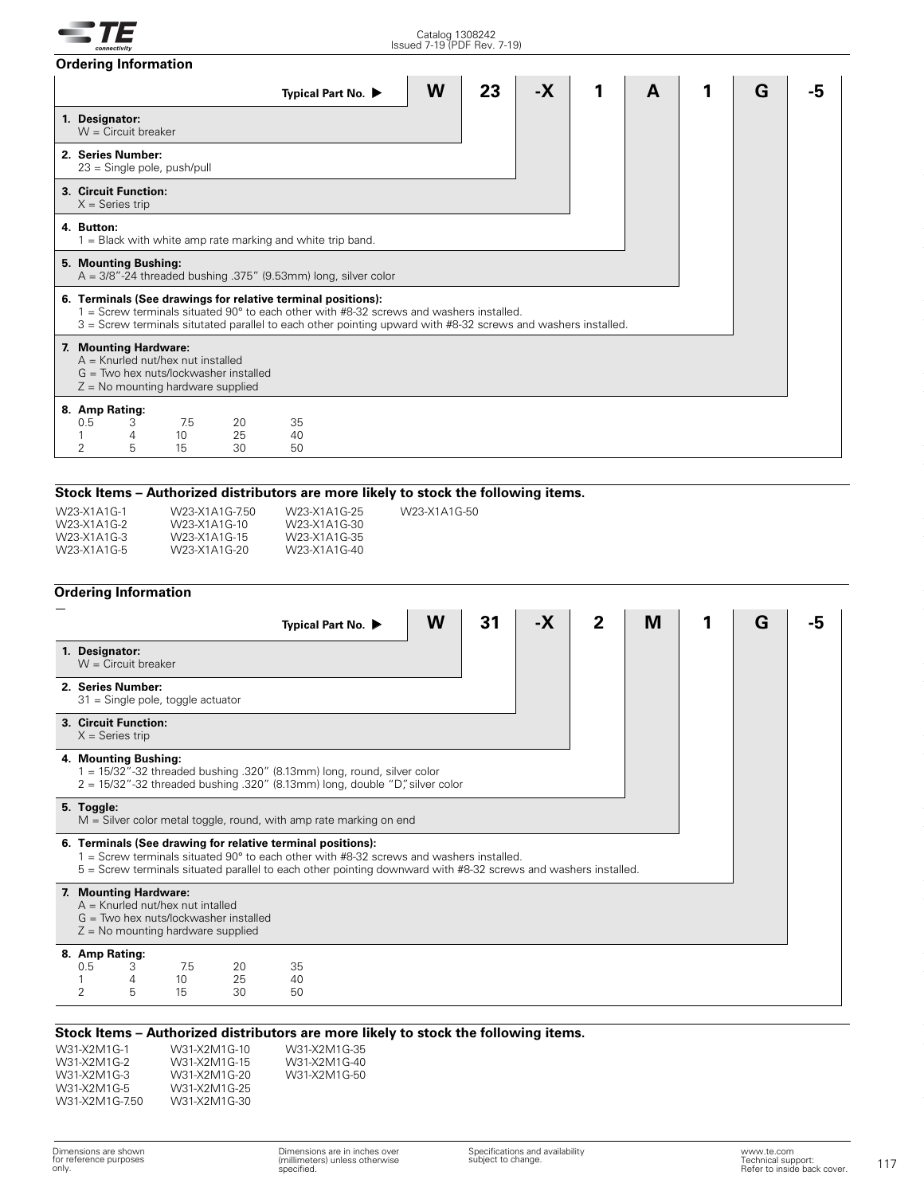## Ordering Information

**Typical Part No. ▶** W | 23 | -X | 1 | A | 1 | G | -5

**1. Designator:**
W = Circuit breaker

**2. Series Number:**
23 = Single pole, push/pull

**3. Circuit Function:**
X = Series trip

**4. Button:**
1 = Black with white amp rate marking and white trip band.

**5. Mounting Bushing:**
A = 3/8"-24 threaded bushing .375" (9.53mm) long, silver color

**6. Terminals (See drawings for relative terminal positions):**
1 = Screw terminals situated 90° to each other with #8-32 screws and washers installed.
3 = Screw terminals situtated parallel to each other pointing upward with #8-32 screws and washers installed.

**7. Mounting Hardware:**
A = Knurled nut/hex nut installed
G = Two hex nuts/lockwasher installed
Z = No mounting hardware supplied

**8. Amp Rating:**

| | | | | |
|---|---|---|---|---|
| 0.5 | 3 | 7.5 | 20 | 35 |
| 1 | 4 | 10 | 25 | 40 |
| 2 | 5 | 15 | 30 | 50 |

### Stock Items – Authorized distributors are more likely to stock the following items.

| | | | |
|---|---|---|---|
| W23-X1A1G-1 | W23-X1A1G-7.50 | W23-X1A1G-25 | W23-X1A1G-50 |
| W23-X1A1G-2 | W23-X1A1G-10 | W23-X1A1G-30 | |
| W23-X1A1G-3 | W23-X1A1G-15 | W23-X1A1G-35 | |
| W23-X1A1G-5 | W23-X1A1G-20 | W23-X1A1G-40 | |

## Ordering Information

**Typical Part No. ▶** W | 31 | -X | 2 | M | 1 | G | -5

**1. Designator:**
W = Circuit breaker

**2. Series Number:**
31 = Single pole, toggle actuator

**3. Circuit Function:**
X = Series trip

**4. Mounting Bushing:**
1 = 15/32"-32 threaded bushing .320" (8.13mm) long, round, silver color
2 = 15/32"-32 threaded bushing .320" (8.13mm) long, double "D," silver color

**5. Toggle:**
M = Silver color metal toggle, round, with amp rate marking on end

**6. Terminals (See drawing for relative terminal positions):**
1 = Screw terminals situated 90° to each other with #8-32 screws and washers installed.
5 = Screw terminals situated parallel to each other pointing downward with #8-32 screws and washers installed.

**7. Mounting Hardware:**
A = Knurled nut/hex nut intalled
G = Two hex nuts/lockwasher installed
Z = No mounting hardware supplied

**8. Amp Rating:**

| | | | | |
|---|---|---|---|---|
| 0.5 | 3 | 7.5 | 20 | 35 |
| 1 | 4 | 10 | 25 | 40 |
| 2 | 5 | 15 | 30 | 50 |

### Stock Items – Authorized distributors are more likely to stock the following items.

| | | |
|---|---|---|
| W31-X2M1G-1 | W31-X2M1G-10 | W31-X2M1G-35 |
| W31-X2M1G-2 | W31-X2M1G-15 | W31-X2M1G-40 |
| W31-X2M1G-3 | W31-X2M1G-20 | W31-X2M1G-50 |
| W31-X2M1G-5 | W31-X2M1G-25 | |
| W31-X2M1G-7.50 | W31-X2M1G-30 | |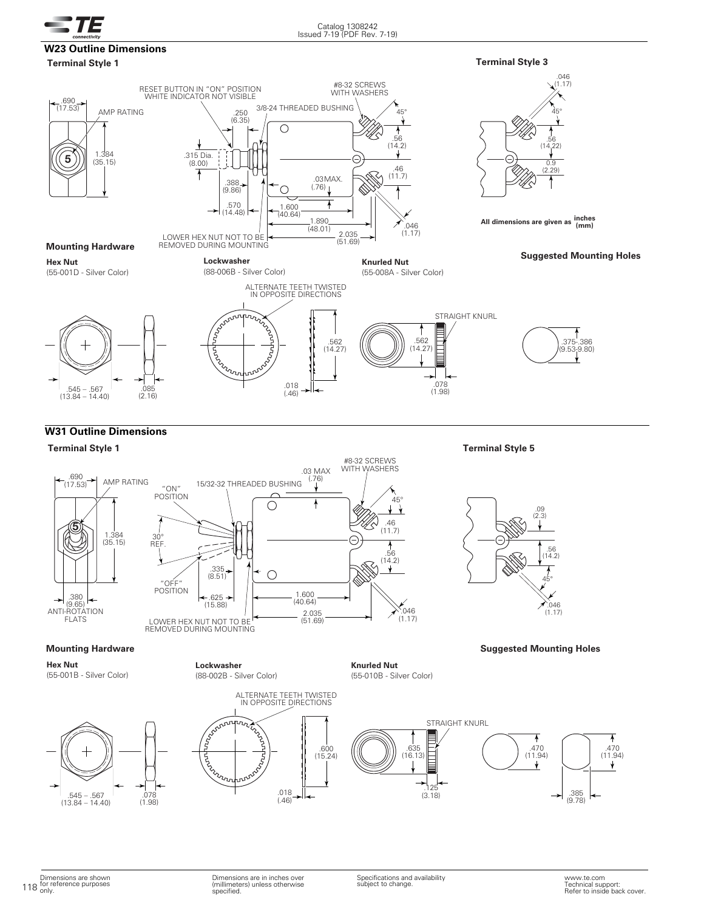## W23 Outline Dimensions

### Terminal Style 1

.690 (17.53)
AMP RATING
1.384 (35.15)
RESET BUTTON IN "ON" POSITION WHITE INDICATOR NOT VISIBLE
.250 (6.35)
3/8-24 THREADED BUSHING
#8-32 SCREWS WITH WASHERS
45°
.56 (14.2)
.46 (11.7)
.315 Dia. (8.00)
.388 (9.86)
.03 MAX. (.76)
.570 (14.48)
1.600 (40.64)
1.890 (48.01)
2.035 (51.69)
.046 (1.17)
LOWER HEX NUT NOT TO BE REMOVED DURING MOUNTING

### Terminal Style 3

.046 (1.17)
45°
.56 (14.22)
0.9 (2.29)

All dimensions are given as inches (mm)

### Mounting Hardware

**Hex Nut**
(55-001D - Silver Color)

.545 – .567 (13.84 – 14.40)
.085 (2.16)

**Lockwasher**
(88-006B - Silver Color)

ALTERNATE TEETH TWISTED IN OPPOSITE DIRECTIONS
.562 (14.27)
.018 (.46)

**Knurled Nut**
(55-008A - Silver Color)

STRAIGHT KNURL
.562 (14.27)
.078 (1.98)

### Suggested Mounting Holes

.375-.386 (9.53-9.80)

## W31 Outline Dimensions

### Terminal Style 1

.690 (17.53)
AMP RATING
1.384 (35.15)
.380 (9.65) ANTI-ROTATION FLATS
"ON" POSITION
30° REF.
"OFF" POSITION
15/32-32 THREADED BUSHING
.03 MAX (.76)
#8-32 SCREWS WITH WASHERS
45°
.46 (11.7)
.56 (14.2)
.335 (8.51)
.625 (15.88)
1.600 (40.64)
2.035 (51.69)
.046 (1.17)
LOWER HEX NUT NOT TO BE REMOVED DURING MOUNTING

### Terminal Style 5

.09 (2.3)
.56 (14.2)
45°
.046 (1.17)

### Mounting Hardware

**Hex Nut**
(55-001B - Silver Color)

.545 – .567 (13.84 – 14.40)
.078 (1.98)

**Lockwasher**
(88-002B - Silver Color)

ALTERNATE TEETH TWISTED IN OPPOSITE DIRECTIONS
.600 (15.24)
.018 (.46)

**Knurled Nut**
(55-010B - Silver Color)

STRAIGHT KNURL
.635 (16.13)
.125 (3.18)

### Suggested Mounting Holes

.470 (11.94)
.470 (11.94)
.385 (9.78)

Dimensions are shown for reference purposes only.

Dimensions are in inches over (millimeters) unless otherwise specified.

Specifications and availability subject to change.

www.te.com
Technical support:
Refer to inside back cover.